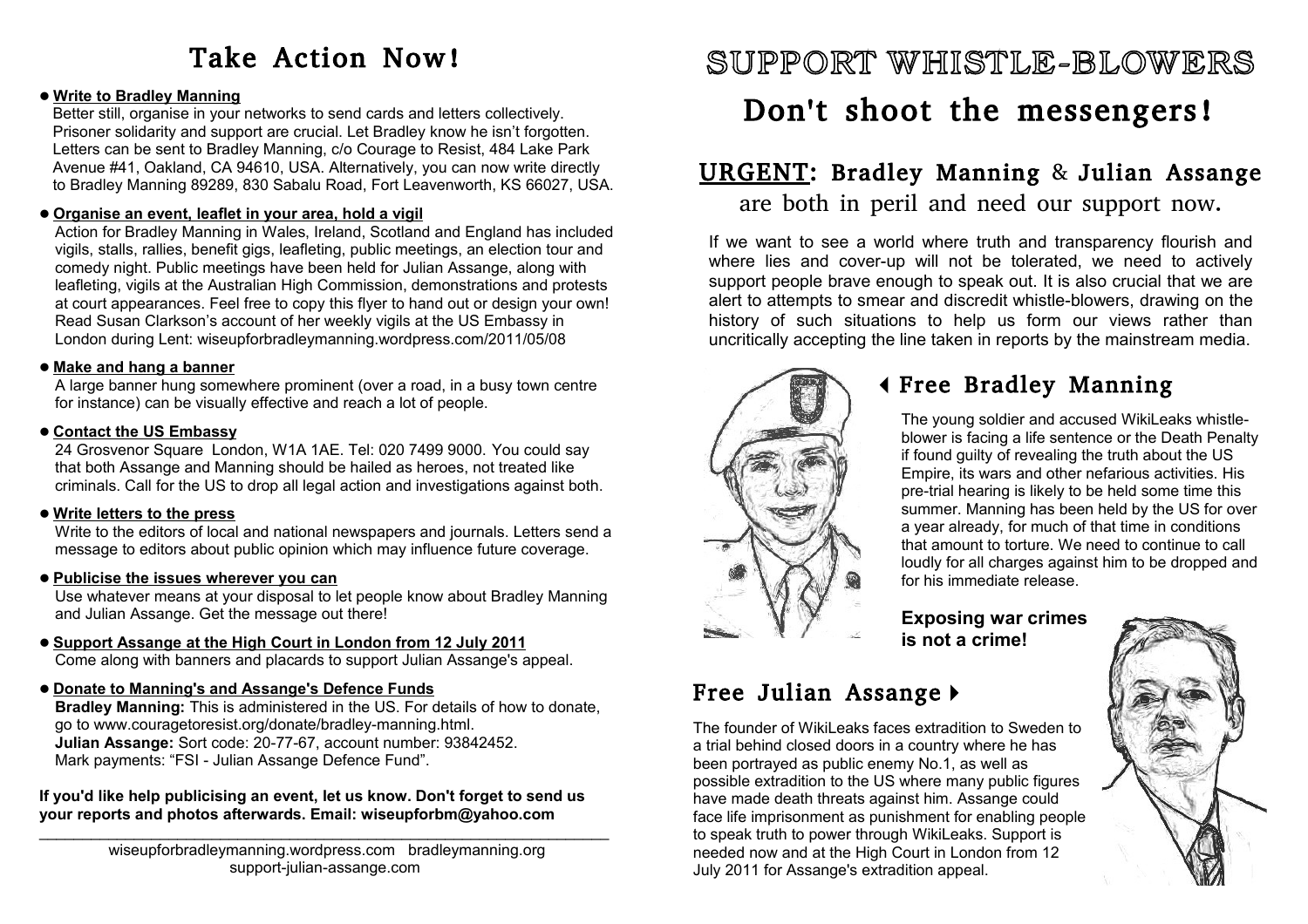# Take Action Now!

- **Write to Bradley Manning**
  Better still, organise in your networks to send cards and letters collectively. Prisoner solidarity and support are crucial. Let Bradley know he isn't forgotten. Letters can be sent to Bradley Manning, c/o Courage to Resist, 484 Lake Park Avenue #41, Oakland, CA 94610, USA. Alternatively, you can now write directly to Bradley Manning 89289, 830 Sabalu Road, Fort Leavenworth, KS 66027, USA.

- **Organise an event, leaflet in your area, hold a vigil**
  Action for Bradley Manning in Wales, Ireland, Scotland and England has included vigils, stalls, rallies, benefit gigs, leafleting, public meetings, an election tour and comedy night. Public meetings have been held for Julian Assange, along with leafleting, vigils at the Australian High Commission, demonstrations and protests at court appearances. Feel free to copy this flyer to hand out or design your own! Read Susan Clarkson's account of her weekly vigils at the US Embassy in London during Lent: wiseupforbradleymanning.wordpress.com/2011/05/08

- **Make and hang a banner**
  A large banner hung somewhere prominent (over a road, in a busy town centre for instance) can be visually effective and reach a lot of people.

- **Contact the US Embassy**
  24 Grosvenor Square London, W1A 1AE. Tel: 020 7499 9000. You could say that both Assange and Manning should be hailed as heroes, not treated like criminals. Call for the US to drop all legal action and investigations against both.

- **Write letters to the press**
  Write to the editors of local and national newspapers and journals. Letters send a message to editors about public opinion which may influence future coverage.

- **Publicise the issues wherever you can**
  Use whatever means at your disposal to let people know about Bradley Manning and Julian Assange. Get the message out there!

- **Support Assange at the High Court in London from 12 July 2011**
  Come along with banners and placards to support Julian Assange's appeal.

- **Donate to Manning's and Assange's Defence Funds**
  **Bradley Manning:** This is administered in the US. For details of how to donate, go to www.couragetoresist.org/donate/bradley-manning.html.
  **Julian Assange:** Sort code: 20-77-67, account number: 93842452. Mark payments: "FSI - Julian Assange Defence Fund".

**If you'd like help publicising an event, let us know. Don't forget to send us your reports and photos afterwards. Email: wiseupforbm@yahoo.com**

---

wiseupforbradleymanning.wordpress.com bradleymanning.org
support-julian-assange.com

# SUPPORT WHISTLE-BLOWERS

# Don't shoot the messengers!

## URGENT: Bradley Manning & Julian Assange are both in peril and need our support now.

If we want to see a world where truth and transparency flourish and where lies and cover-up will not be tolerated, we need to actively support people brave enough to speak out. It is also crucial that we are alert to attempts to smear and discredit whistle-blowers, drawing on the history of such situations to help us form our views rather than uncritically accepting the line taken in reports by the mainstream media.

## ◂ Free Bradley Manning

The young soldier and accused WikiLeaks whistle-blower is facing a life sentence or the Death Penalty if found guilty of revealing the truth about the US Empire, its wars and other nefarious activities. His pre-trial hearing is likely to be held some time this summer. Manning has been held by the US for over a year already, for much of that time in conditions that amount to torture. We need to continue to call loudly for all charges against him to be dropped and for his immediate release.

**Exposing war crimes is not a crime!**

## Free Julian Assange ▸

The founder of WikiLeaks faces extradition to Sweden to a trial behind closed doors in a country where he has been portrayed as public enemy No.1, as well as possible extradition to the US where many public figures have made death threats against him. Assange could face life imprisonment as punishment for enabling people to speak truth to power through WikiLeaks. Support is needed now and at the High Court in London from 12 July 2011 for Assange's extradition appeal.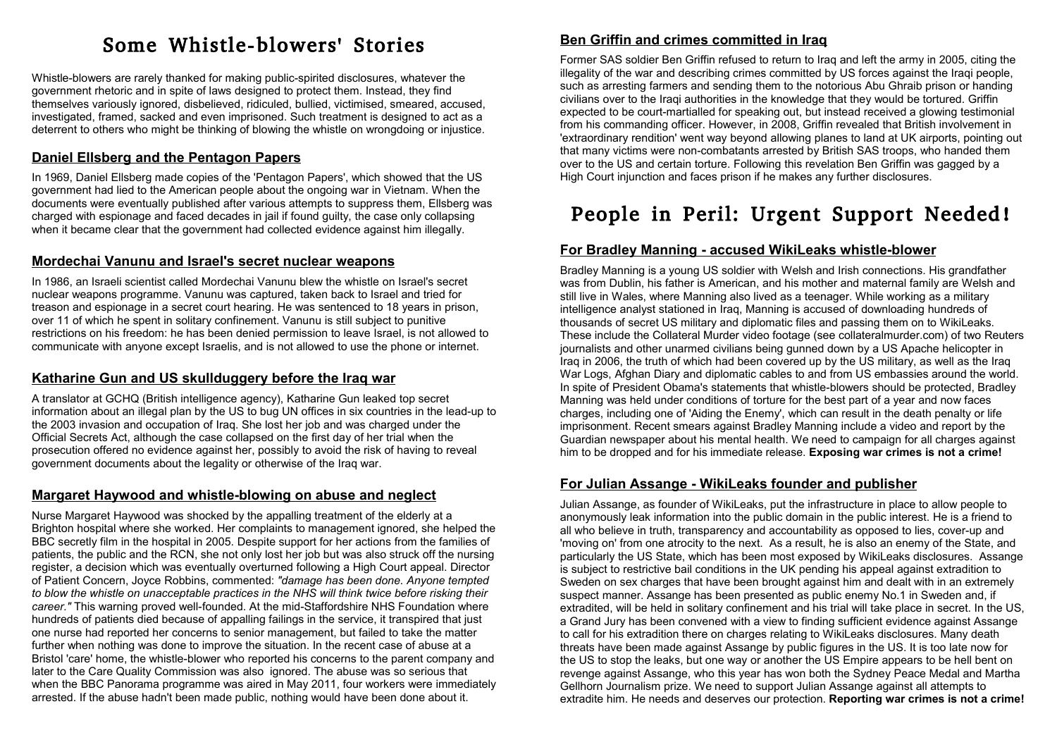# Some Whistle-blowers' Stories

Whistle-blowers are rarely thanked for making public-spirited disclosures, whatever the government rhetoric and in spite of laws designed to protect them. Instead, they find themselves variously ignored, disbelieved, ridiculed, bullied, victimised, smeared, accused, investigated, framed, sacked and even imprisoned. Such treatment is designed to act as a deterrent to others who might be thinking of blowing the whistle on wrongdoing or injustice.

## Daniel Ellsberg and the Pentagon Papers

In 1969, Daniel Ellsberg made copies of the 'Pentagon Papers', which showed that the US government had lied to the American people about the ongoing war in Vietnam. When the documents were eventually published after various attempts to suppress them, Ellsberg was charged with espionage and faced decades in jail if found guilty, the case only collapsing when it became clear that the government had collected evidence against him illegally.

## Mordechai Vanunu and Israel's secret nuclear weapons

In 1986, an Israeli scientist called Mordechai Vanunu blew the whistle on Israel's secret nuclear weapons programme. Vanunu was captured, taken back to Israel and tried for treason and espionage in a secret court hearing. He was sentenced to 18 years in prison, over 11 of which he spent in solitary confinement. Vanunu is still subject to punitive restrictions on his freedom: he has been denied permission to leave Israel, is not allowed to communicate with anyone except Israelis, and is not allowed to use the phone or internet.

## Katharine Gun and US skullduggery before the Iraq war

A translator at GCHQ (British intelligence agency), Katharine Gun leaked top secret information about an illegal plan by the US to bug UN offices in six countries in the lead-up to the 2003 invasion and occupation of Iraq. She lost her job and was charged under the Official Secrets Act, although the case collapsed on the first day of her trial when the prosecution offered no evidence against her, possibly to avoid the risk of having to reveal government documents about the legality or otherwise of the Iraq war.

## Margaret Haywood and whistle-blowing on abuse and neglect

Nurse Margaret Haywood was shocked by the appalling treatment of the elderly at a Brighton hospital where she worked. Her complaints to management ignored, she helped the BBC secretly film in the hospital in 2005. Despite support for her actions from the families of patients, the public and the RCN, she not only lost her job but was also struck off the nursing register, a decision which was eventually overturned following a High Court appeal. Director of Patient Concern, Joyce Robbins, commented: *"damage has been done. Anyone tempted to blow the whistle on unacceptable practices in the NHS will think twice before risking their career."* This warning proved well-founded. At the mid-Staffordshire NHS Foundation where hundreds of patients died because of appalling failings in the service, it transpired that just one nurse had reported her concerns to senior management, but failed to take the matter further when nothing was done to improve the situation. In the recent case of abuse at a Bristol 'care' home, the whistle-blower who reported his concerns to the parent company and later to the Care Quality Commission was also ignored. The abuse was so serious that when the BBC Panorama programme was aired in May 2011, four workers were immediately arrested. If the abuse hadn't been made public, nothing would have been done about it.

## Ben Griffin and crimes committed in Iraq

Former SAS soldier Ben Griffin refused to return to Iraq and left the army in 2005, citing the illegality of the war and describing crimes committed by US forces against the Iraqi people, such as arresting farmers and sending them to the notorious Abu Ghraib prison or handing civilians over to the Iraqi authorities in the knowledge that they would be tortured. Griffin expected to be court-martialled for speaking out, but instead received a glowing testimonial from his commanding officer. However, in 2008, Griffin revealed that British involvement in 'extraordinary rendition' went way beyond allowing planes to land at UK airports, pointing out that many victims were non-combatants arrested by British SAS troops, who handed them over to the US and certain torture. Following this revelation Ben Griffin was gagged by a High Court injunction and faces prison if he makes any further disclosures.

# People in Peril: Urgent Support Needed!

## For Bradley Manning - accused WikiLeaks whistle-blower

Bradley Manning is a young US soldier with Welsh and Irish connections. His grandfather was from Dublin, his father is American, and his mother and maternal family are Welsh and still live in Wales, where Manning also lived as a teenager. While working as a military intelligence analyst stationed in Iraq, Manning is accused of downloading hundreds of thousands of secret US military and diplomatic files and passing them on to WikiLeaks. These include the Collateral Murder video footage (see collateralmurder.com) of two Reuters journalists and other unarmed civilians being gunned down by a US Apache helicopter in Iraq in 2006, the truth of which had been covered up by the US military, as well as the Iraq War Logs, Afghan Diary and diplomatic cables to and from US embassies around the world. In spite of President Obama's statements that whistle-blowers should be protected, Bradley Manning was held under conditions of torture for the best part of a year and now faces charges, including one of 'Aiding the Enemy', which can result in the death penalty or life imprisonment. Recent smears against Bradley Manning include a video and report by the Guardian newspaper about his mental health. We need to campaign for all charges against him to be dropped and for his immediate release. **Exposing war crimes is not a crime!**

## For Julian Assange - WikiLeaks founder and publisher

Julian Assange, as founder of WikiLeaks, put the infrastructure in place to allow people to anonymously leak information into the public domain in the public interest. He is a friend to all who believe in truth, transparency and accountability as opposed to lies, cover-up and 'moving on' from one atrocity to the next. As a result, he is also an enemy of the State, and particularly the US State, which has been most exposed by WikiLeaks disclosures. Assange is subject to restrictive bail conditions in the UK pending his appeal against extradition to Sweden on sex charges that have been brought against him and dealt with in an extremely suspect manner. Assange has been presented as public enemy No.1 in Sweden and, if extradited, will be held in solitary confinement and his trial will take place in secret. In the US, a Grand Jury has been convened with a view to finding sufficient evidence against Assange to call for his extradition there on charges relating to WikiLeaks disclosures. Many death threats have been made against Assange by public figures in the US. It is too late now for the US to stop the leaks, but one way or another the US Empire appears to be hell bent on revenge against Assange, who this year has won both the Sydney Peace Medal and Martha Gellhorn Journalism prize. We need to support Julian Assange against all attempts to extradite him. He needs and deserves our protection. **Reporting war crimes is not a crime!**